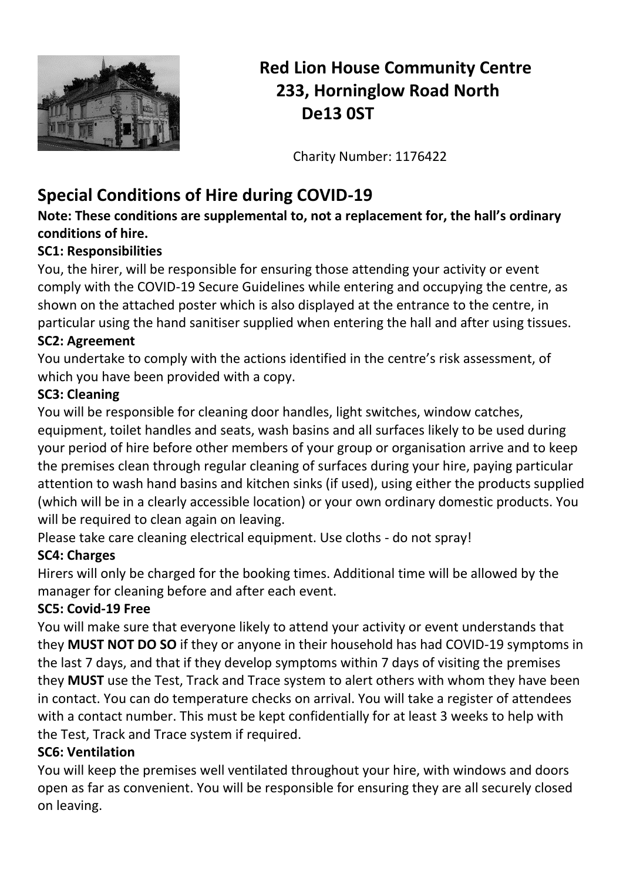**Red Lion House Community Centre**
**233, Horninglow Road North**
**De13 0ST**

Charity Number: 1176422

## Special Conditions of Hire during COVID-19

**Note: These conditions are supplemental to, not a replacement for, the hall's ordinary conditions of hire.**

**SC1: Responsibilities**

You, the hirer, will be responsible for ensuring those attending your activity or event comply with the COVID-19 Secure Guidelines while entering and occupying the centre, as shown on the attached poster which is also displayed at the entrance to the centre, in particular using the hand sanitiser supplied when entering the hall and after using tissues.

**SC2: Agreement**

You undertake to comply with the actions identified in the centre's risk assessment, of which you have been provided with a copy.

**SC3: Cleaning**

You will be responsible for cleaning door handles, light switches, window catches, equipment, toilet handles and seats, wash basins and all surfaces likely to be used during your period of hire before other members of your group or organisation arrive and to keep the premises clean through regular cleaning of surfaces during your hire, paying particular attention to wash hand basins and kitchen sinks (if used), using either the products supplied (which will be in a clearly accessible location) or your own ordinary domestic products. You will be required to clean again on leaving.

Please take care cleaning electrical equipment. Use cloths - do not spray!

**SC4: Charges**

Hirers will only be charged for the booking times. Additional time will be allowed by the manager for cleaning before and after each event.

**SC5: Covid-19 Free**

You will make sure that everyone likely to attend your activity or event understands that they **MUST NOT DO SO** if they or anyone in their household has had COVID-19 symptoms in the last 7 days, and that if they develop symptoms within 7 days of visiting the premises they **MUST** use the Test, Track and Trace system to alert others with whom they have been in contact. You can do temperature checks on arrival. You will take a register of attendees with a contact number. This must be kept confidentially for at least 3 weeks to help with the Test, Track and Trace system if required.

**SC6: Ventilation**

You will keep the premises well ventilated throughout your hire, with windows and doors open as far as convenient. You will be responsible for ensuring they are all securely closed on leaving.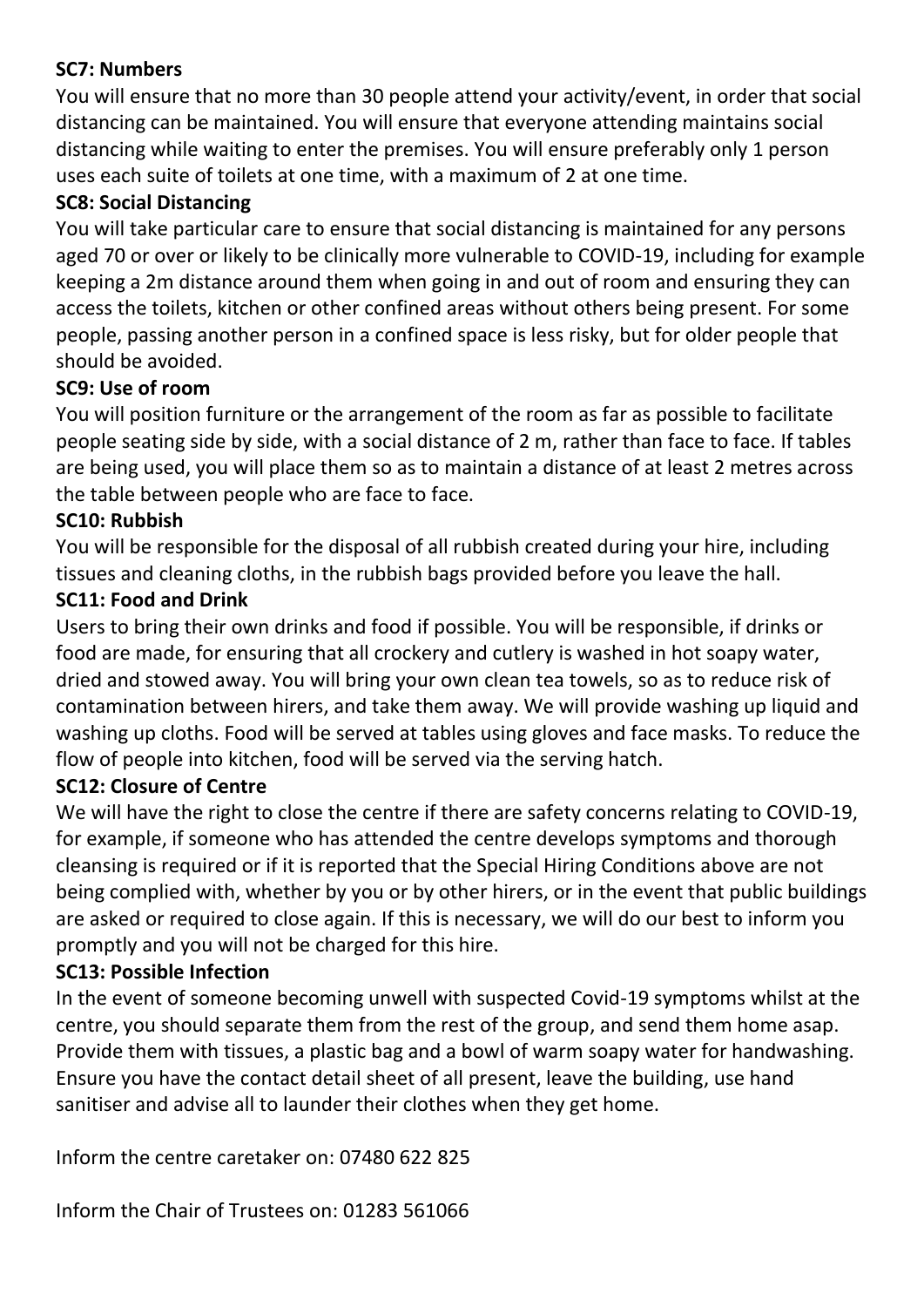**SC7: Numbers**

You will ensure that no more than 30 people attend your activity/event, in order that social distancing can be maintained. You will ensure that everyone attending maintains social distancing while waiting to enter the premises. You will ensure preferably only 1 person uses each suite of toilets at one time, with a maximum of 2 at one time.

**SC8: Social Distancing**

You will take particular care to ensure that social distancing is maintained for any persons aged 70 or over or likely to be clinically more vulnerable to COVID-19, including for example keeping a 2m distance around them when going in and out of room and ensuring they can access the toilets, kitchen or other confined areas without others being present. For some people, passing another person in a confined space is less risky, but for older people that should be avoided.

**SC9: Use of room**

You will position furniture or the arrangement of the room as far as possible to facilitate people seating side by side, with a social distance of 2 m, rather than face to face. If tables are being used, you will place them so as to maintain a distance of at least 2 metres across the table between people who are face to face.

**SC10: Rubbish**

You will be responsible for the disposal of all rubbish created during your hire, including tissues and cleaning cloths, in the rubbish bags provided before you leave the hall.

**SC11: Food and Drink**

Users to bring their own drinks and food if possible. You will be responsible, if drinks or food are made, for ensuring that all crockery and cutlery is washed in hot soapy water, dried and stowed away. You will bring your own clean tea towels, so as to reduce risk of contamination between hirers, and take them away. We will provide washing up liquid and washing up cloths. Food will be served at tables using gloves and face masks. To reduce the flow of people into kitchen, food will be served via the serving hatch.

**SC12: Closure of Centre**

We will have the right to close the centre if there are safety concerns relating to COVID-19, for example, if someone who has attended the centre develops symptoms and thorough cleansing is required or if it is reported that the Special Hiring Conditions above are not being complied with, whether by you or by other hirers, or in the event that public buildings are asked or required to close again. If this is necessary, we will do our best to inform you promptly and you will not be charged for this hire.

**SC13: Possible Infection**

In the event of someone becoming unwell with suspected Covid-19 symptoms whilst at the centre, you should separate them from the rest of the group, and send them home asap. Provide them with tissues, a plastic bag and a bowl of warm soapy water for handwashing. Ensure you have the contact detail sheet of all present, leave the building, use hand sanitiser and advise all to launder their clothes when they get home.

Inform the centre caretaker on: 07480 622 825

Inform the Chair of Trustees on: 01283 561066